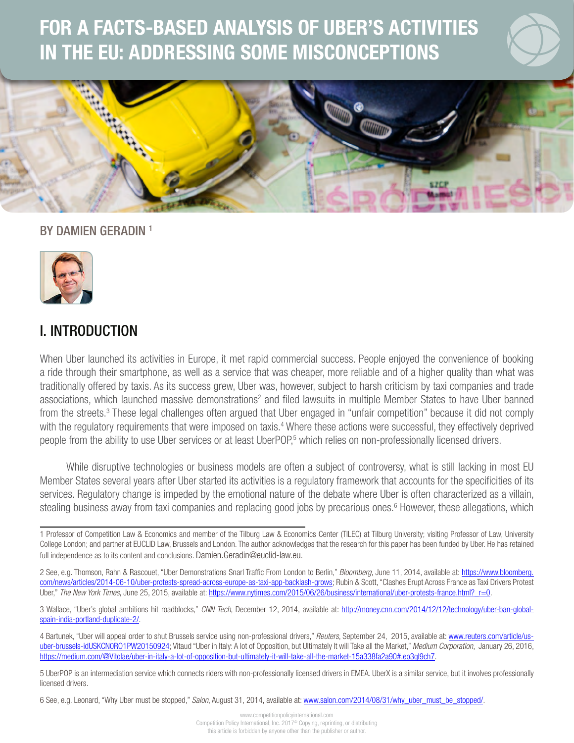# FOR A FACTS-BASED ANALYSIS OF UBER'S ACTIVITIES IN THE EU: ADDRESSING SOME MISCONCEPTIONS

BY DAMIEN GERADIN [1]

## I. INTRODUCTION

When Uber launched its activities in Europe, it met rapid commercial success. People enjoyed the convenience of booking a ride through their smartphone, as well as a service that was cheaper, more reliable and of a higher quality than what was traditionally offered by taxis. As its success grew, Uber was, however, subject to harsh criticism by taxi companies and trade associations, which launched massive demonstrations[2] and filed lawsuits in multiple Member States to have Uber banned from the streets.[3] These legal challenges often argued that Uber engaged in "unfair competition" because it did not comply with the regulatory requirements that were imposed on taxis.[4] Where these actions were successful, they effectively deprived people from the ability to use Uber services or at least UberPOP,[5] which relies on non-professionally licensed drivers.

While disruptive technologies or business models are often a subject of controversy, what is still lacking in most EU Member States several years after Uber started its activities is a regulatory framework that accounts for the specificities of its services. Regulatory change is impeded by the emotional nature of the debate where Uber is often characterized as a villain, stealing business away from taxi companies and replacing good jobs by precarious ones.[6] However, these allegations, which

---

1 Professor of Competition Law & Economics and member of the Tilburg Law & Economics Center (TILEC) at Tilburg University; visiting Professor of Law, University College London; and partner at EUCLID Law, Brussels and London. The author acknowledges that the research for this paper has been funded by Uber. He has retained full independence as to its content and conclusions. Damien.Geradin@euclid-law.eu.

2 See, e.g. Thomson, Rahn & Rascouet, "Uber Demonstrations Snarl Traffic From London to Berlin," *Bloomberg*, June 11, 2014, available at: https://www.bloomberg.com/news/articles/2014-06-10/uber-protests-spread-across-europe-as-taxi-app-backlash-grows; Rubin & Scott, "Clashes Erupt Across France as Taxi Drivers Protest Uber," *The New York Times*, June 25, 2015, available at: https://www.nytimes.com/2015/06/26/business/international/uber-protests-france.html?_r=0.

3 Wallace, "Uber's global ambitions hit roadblocks," *CNN Tech*, December 12, 2014, available at: http://money.cnn.com/2014/12/12/technology/uber-ban-global-spain-india-portland-duplicate-2/.

4 Bartunek, "Uber will appeal order to shut Brussels service using non-professional drivers," *Reuters*, September 24, 2015, available at: www.reuters.com/article/us-uber-brussels-idUSKCN0RO1PW20150924; Vitaud "Uber in Italy: A lot of Opposition, but Ultimately It will Take all the Market," *Medium Corporation*, January 26, 2016, https://medium.com/@Vitolae/uber-in-italy-a-lot-of-opposition-but-ultimately-it-will-take-all-the-market-15a338fa2a90#.eo3ql9ch7.

5 UberPOP is an intermediation service which connects riders with non-professionally licensed drivers in EMEA. UberX is a similar service, but it involves professionally licensed drivers.

6 See, e.g. Leonard, "Why Uber must be stopped," *Salon*, August 31, 2014, available at: www.salon.com/2014/08/31/why_uber_must_be_stopped/.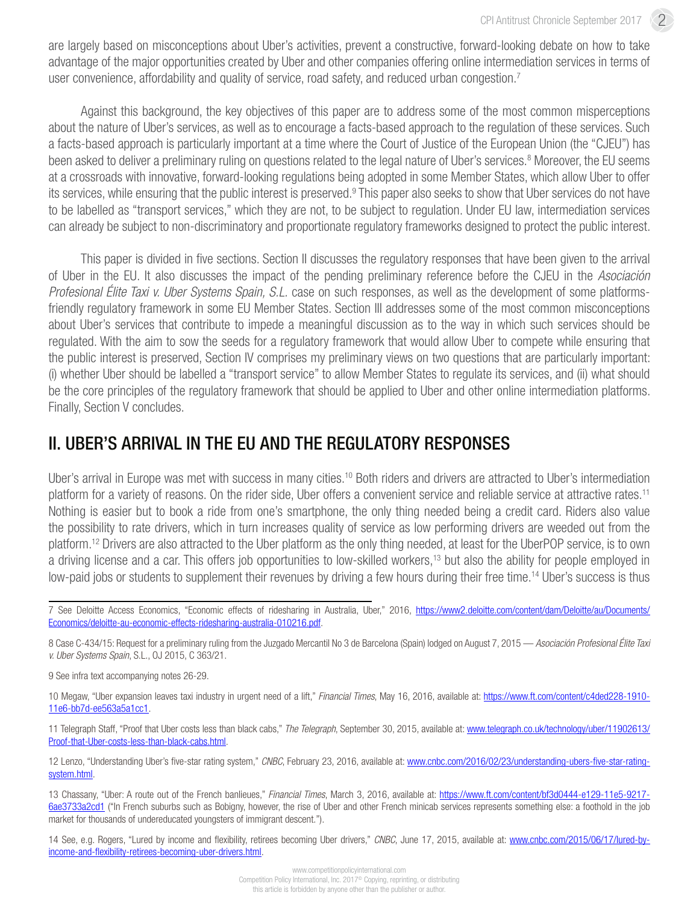are largely based on misconceptions about Uber's activities, prevent a constructive, forward-looking debate on how to take advantage of the major opportunities created by Uber and other companies offering online intermediation services in terms of user convenience, affordability and quality of service, road safety, and reduced urban congestion.[7]

Against this background, the key objectives of this paper are to address some of the most common misperceptions about the nature of Uber's services, as well as to encourage a facts-based approach to the regulation of these services. Such a facts-based approach is particularly important at a time where the Court of Justice of the European Union (the "CJEU") has been asked to deliver a preliminary ruling on questions related to the legal nature of Uber's services.[8] Moreover, the EU seems at a crossroads with innovative, forward-looking regulations being adopted in some Member States, which allow Uber to offer its services, while ensuring that the public interest is preserved.[9] This paper also seeks to show that Uber services do not have to be labelled as "transport services," which they are not, to be subject to regulation. Under EU law, intermediation services can already be subject to non-discriminatory and proportionate regulatory frameworks designed to protect the public interest.

This paper is divided in five sections. Section II discusses the regulatory responses that have been given to the arrival of Uber in the EU. It also discusses the impact of the pending preliminary reference before the CJEU in the *Asociación Profesional Élite Taxi v. Uber Systems Spain, S.L.* case on such responses, as well as the development of some platforms-friendly regulatory framework in some EU Member States. Section III addresses some of the most common misconceptions about Uber's services that contribute to impede a meaningful discussion as to the way in which such services should be regulated. With the aim to sow the seeds for a regulatory framework that would allow Uber to compete while ensuring that the public interest is preserved, Section IV comprises my preliminary views on two questions that are particularly important: (i) whether Uber should be labelled a "transport service" to allow Member States to regulate its services, and (ii) what should be the core principles of the regulatory framework that should be applied to Uber and other online intermediation platforms. Finally, Section V concludes.

## II. UBER'S ARRIVAL IN THE EU AND THE REGULATORY RESPONSES

Uber's arrival in Europe was met with success in many cities.[10] Both riders and drivers are attracted to Uber's intermediation platform for a variety of reasons. On the rider side, Uber offers a convenient service and reliable service at attractive rates.[11] Nothing is easier but to book a ride from one's smartphone, the only thing needed being a credit card. Riders also value the possibility to rate drivers, which in turn increases quality of service as low performing drivers are weeded out from the platform.[12] Drivers are also attracted to the Uber platform as the only thing needed, at least for the UberPOP service, is to own a driving license and a car. This offers job opportunities to low-skilled workers,[13] but also the ability for people employed in low-paid jobs or students to supplement their revenues by driving a few hours during their free time.[14] Uber's success is thus

---

7 See Deloitte Access Economics, "Economic effects of ridesharing in Australia, Uber," 2016, https://www2.deloitte.com/content/dam/Deloitte/au/Documents/Economics/deloitte-au-economic-effects-ridesharing-australia-010216.pdf.

8 Case C-434/15: Request for a preliminary ruling from the Juzgado Mercantil No 3 de Barcelona (Spain) lodged on August 7, 2015 — *Asociación Profesional Élite Taxi v. Uber Systems Spain*, S.L., OJ 2015, C 363/21.

9 See infra text accompanying notes 26-29.

10 Megaw, "Uber expansion leaves taxi industry in urgent need of a lift," *Financial Times*, May 16, 2016, available at: https://www.ft.com/content/c4ded228-1910-11e6-bb7d-ee563a5a1cc1.

11 Telegraph Staff, "Proof that Uber costs less than black cabs," *The Telegraph*, September 30, 2015, available at: www.telegraph.co.uk/technology/uber/11902613/Proof-that-Uber-costs-less-than-black-cabs.html.

12 Lenzo, "Understanding Uber's five-star rating system," *CNBC*, February 23, 2016, available at: www.cnbc.com/2016/02/23/understanding-ubers-five-star-rating-system.html.

13 Chassany, "Uber: A route out of the French banlieues," *Financial Times*, March 3, 2016, available at: https://www.ft.com/content/bf3d0444-e129-11e5-9217-6ae3733a2cd1 ("In French suburbs such as Bobigny, however, the rise of Uber and other French minicab services represents something else: a foothold in the job market for thousands of undereducated youngsters of immigrant descent.").

14 See, e.g. Rogers, "Lured by income and flexibility, retirees becoming Uber drivers," *CNBC*, June 17, 2015, available at: www.cnbc.com/2015/06/17/lured-by-income-and-flexibility-retirees-becoming-uber-drivers.html.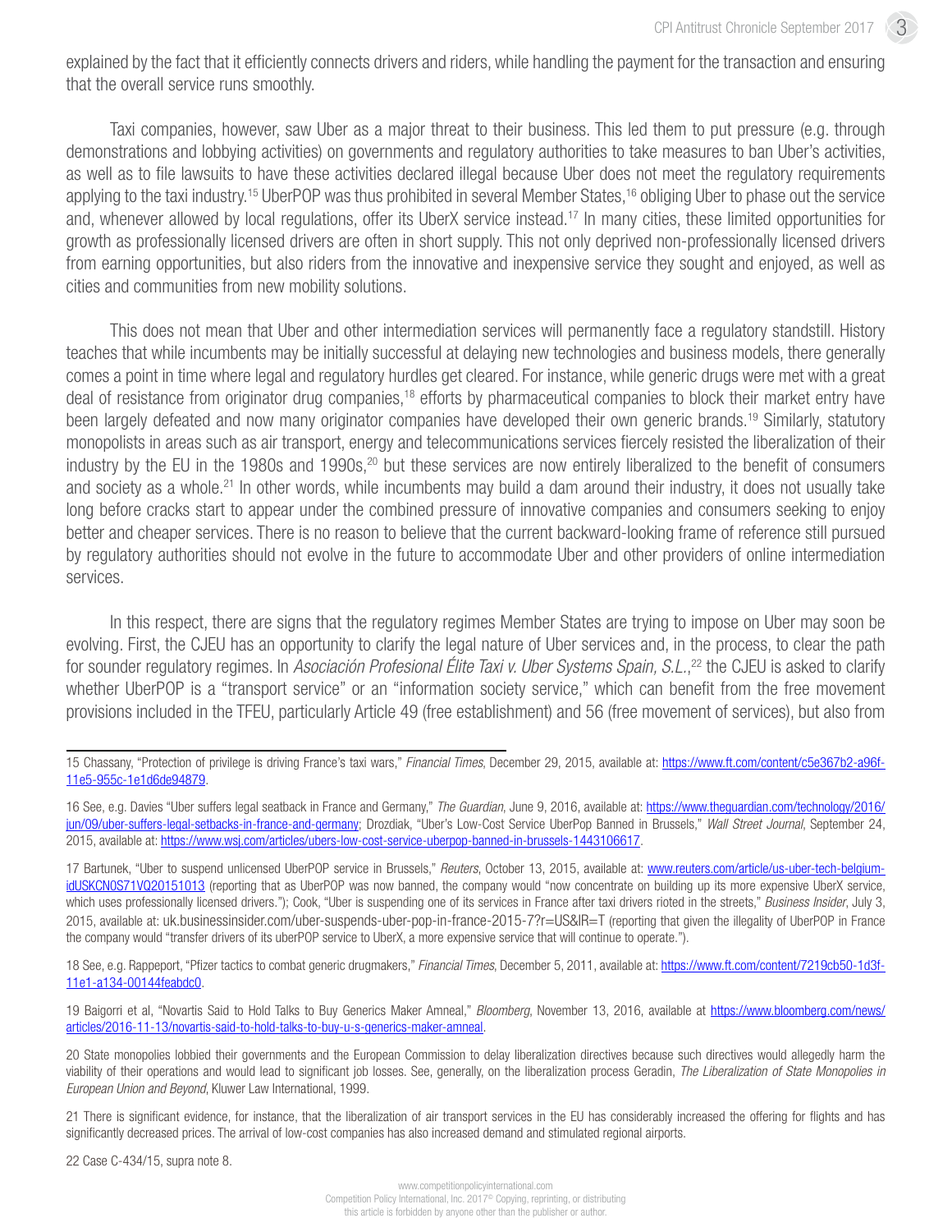explained by the fact that it efficiently connects drivers and riders, while handling the payment for the transaction and ensuring that the overall service runs smoothly.

Taxi companies, however, saw Uber as a major threat to their business. This led them to put pressure (e.g. through demonstrations and lobbying activities) on governments and regulatory authorities to take measures to ban Uber's activities, as well as to file lawsuits to have these activities declared illegal because Uber does not meet the regulatory requirements applying to the taxi industry.[15] UberPOP was thus prohibited in several Member States,[16] obliging Uber to phase out the service and, whenever allowed by local regulations, offer its UberX service instead.[17] In many cities, these limited opportunities for growth as professionally licensed drivers are often in short supply. This not only deprived non-professionally licensed drivers from earning opportunities, but also riders from the innovative and inexpensive service they sought and enjoyed, as well as cities and communities from new mobility solutions.

This does not mean that Uber and other intermediation services will permanently face a regulatory standstill. History teaches that while incumbents may be initially successful at delaying new technologies and business models, there generally comes a point in time where legal and regulatory hurdles get cleared. For instance, while generic drugs were met with a great deal of resistance from originator drug companies,[18] efforts by pharmaceutical companies to block their market entry have been largely defeated and now many originator companies have developed their own generic brands.[19] Similarly, statutory monopolists in areas such as air transport, energy and telecommunications services fiercely resisted the liberalization of their industry by the EU in the 1980s and 1990s,[20] but these services are now entirely liberalized to the benefit of consumers and society as a whole.[21] In other words, while incumbents may build a dam around their industry, it does not usually take long before cracks start to appear under the combined pressure of innovative companies and consumers seeking to enjoy better and cheaper services. There is no reason to believe that the current backward-looking frame of reference still pursued by regulatory authorities should not evolve in the future to accommodate Uber and other providers of online intermediation services.

In this respect, there are signs that the regulatory regimes Member States are trying to impose on Uber may soon be evolving. First, the CJEU has an opportunity to clarify the legal nature of Uber services and, in the process, to clear the path for sounder regulatory regimes. In *Asociación Profesional Élite Taxi v. Uber Systems Spain, S.L.*,[22] the CJEU is asked to clarify whether UberPOP is a "transport service" or an "information society service," which can benefit from the free movement provisions included in the TFEU, particularly Article 49 (free establishment) and 56 (free movement of services), but also from

---

15 Chassany, "Protection of privilege is driving France's taxi wars," *Financial Times*, December 29, 2015, available at: https://www.ft.com/content/c5e367b2-a96f-11e5-955c-1e1d6de94879.

16 See, e.g. Davies "Uber suffers legal seatback in France and Germany," *The Guardian*, June 9, 2016, available at: https://www.theguardian.com/technology/2016/jun/09/uber-suffers-legal-setbacks-in-france-and-germany; Drozdiak, "Uber's Low-Cost Service UberPop Banned in Brussels," *Wall Street Journal*, September 24, 2015, available at: https://www.wsj.com/articles/ubers-low-cost-service-uberpop-banned-in-brussels-1443106617.

17 Bartunek, "Uber to suspend unlicensed UberPOP service in Brussels," *Reuters*, October 13, 2015, available at: www.reuters.com/article/us-uber-tech-belgium-idUSKCN0S71VQ20151013 (reporting that as UberPOP was now banned, the company would "now concentrate on building up its more expensive UberX service, which uses professionally licensed drivers."); Cook, "Uber is suspending one of its services in France after taxi drivers rioted in the streets," *Business Insider*, July 3, 2015, available at: uk.businessinsider.com/uber-suspends-uber-pop-in-france-2015-7?r=US&IR=T (reporting that given the illegality of UberPOP in France the company would "transfer drivers of its uberPOP service to UberX, a more expensive service that will continue to operate.").

18 See, e.g. Rappeport, "Pfizer tactics to combat generic drugmakers," *Financial Times*, December 5, 2011, available at: https://www.ft.com/content/7219cb50-1d3f-11e1-a134-00144feabdc0.

19 Baigorri et al, "Novartis Said to Hold Talks to Buy Generics Maker Amneal," *Bloomberg*, November 13, 2016, available at https://www.bloomberg.com/news/articles/2016-11-13/novartis-said-to-hold-talks-to-buy-u-s-generics-maker-amneal.

20 State monopolies lobbied their governments and the European Commission to delay liberalization directives because such directives would allegedly harm the viability of their operations and would lead to significant job losses. See, generally, on the liberalization process Geradin, *The Liberalization of State Monopolies in European Union and Beyond*, Kluwer Law International, 1999.

21 There is significant evidence, for instance, that the liberalization of air transport services in the EU has considerably increased the offering for flights and has significantly decreased prices. The arrival of low-cost companies has also increased demand and stimulated regional airports.

22 Case C-434/15, supra note 8.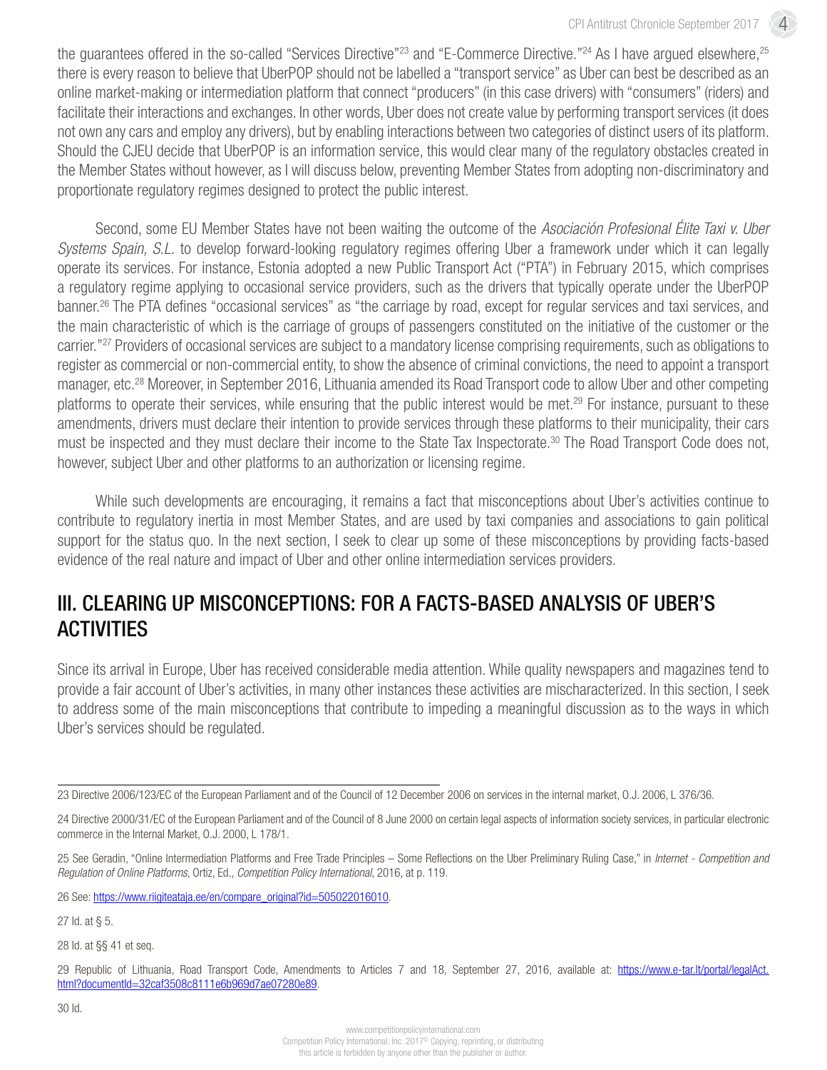the guarantees offered in the so-called "Services Directive"[23] and "E-Commerce Directive."[24] As I have argued elsewhere,[25] there is every reason to believe that UberPOP should not be labelled a "transport service" as Uber can best be described as an online market-making or intermediation platform that connect "producers" (in this case drivers) with "consumers" (riders) and facilitate their interactions and exchanges. In other words, Uber does not create value by performing transport services (it does not own any cars and employ any drivers), but by enabling interactions between two categories of distinct users of its platform. Should the CJEU decide that UberPOP is an information service, this would clear many of the regulatory obstacles created in the Member States without however, as I will discuss below, preventing Member States from adopting non-discriminatory and proportionate regulatory regimes designed to protect the public interest.

Second, some EU Member States have not been waiting the outcome of the *Asociación Profesional Élite Taxi v. Uber Systems Spain, S.L.* to develop forward-looking regulatory regimes offering Uber a framework under which it can legally operate its services. For instance, Estonia adopted a new Public Transport Act ("PTA") in February 2015, which comprises a regulatory regime applying to occasional service providers, such as the drivers that typically operate under the UberPOP banner.[26] The PTA defines "occasional services" as "the carriage by road, except for regular services and taxi services, and the main characteristic of which is the carriage of groups of passengers constituted on the initiative of the customer or the carrier."[27] Providers of occasional services are subject to a mandatory license comprising requirements, such as obligations to register as commercial or non-commercial entity, to show the absence of criminal convictions, the need to appoint a transport manager, etc.[28] Moreover, in September 2016, Lithuania amended its Road Transport code to allow Uber and other competing platforms to operate their services, while ensuring that the public interest would be met.[29] For instance, pursuant to these amendments, drivers must declare their intention to provide services through these platforms to their municipality, their cars must be inspected and they must declare their income to the State Tax Inspectorate.[30] The Road Transport Code does not, however, subject Uber and other platforms to an authorization or licensing regime.

While such developments are encouraging, it remains a fact that misconceptions about Uber's activities continue to contribute to regulatory inertia in most Member States, and are used by taxi companies and associations to gain political support for the status quo. In the next section, I seek to clear up some of these misconceptions by providing facts-based evidence of the real nature and impact of Uber and other online intermediation services providers.

## III. CLEARING UP MISCONCEPTIONS: FOR A FACTS-BASED ANALYSIS OF UBER'S ACTIVITIES

Since its arrival in Europe, Uber has received considerable media attention. While quality newspapers and magazines tend to provide a fair account of Uber's activities, in many other instances these activities are mischaracterized. In this section, I seek to address some of the main misconceptions that contribute to impeding a meaningful discussion as to the ways in which Uber's services should be regulated.

---

23 Directive 2006/123/EC of the European Parliament and of the Council of 12 December 2006 on services in the internal market, O.J. 2006, L 376/36.

24 Directive 2000/31/EC of the European Parliament and of the Council of 8 June 2000 on certain legal aspects of information society services, in particular electronic commerce in the Internal Market, O.J. 2000, L 178/1.

25 See Geradin, "Online Intermediation Platforms and Free Trade Principles – Some Reflections on the Uber Preliminary Ruling Case," in *Internet - Competition and Regulation of Online Platforms*, Ortiz, Ed., *Competition Policy International*, 2016, at p. 119.

26 See: https://www.riigiteataja.ee/en/compare_original?id=505022016010.

27 Id. at § 5.

28 Id. at §§ 41 et seq.

29 Republic of Lithuania, Road Transport Code, Amendments to Articles 7 and 18, September 27, 2016, available at: https://www.e-tar.lt/portal/legalAct.html?documentId=32caf3508c8111e6b969d7ae07280e89.

30 Id.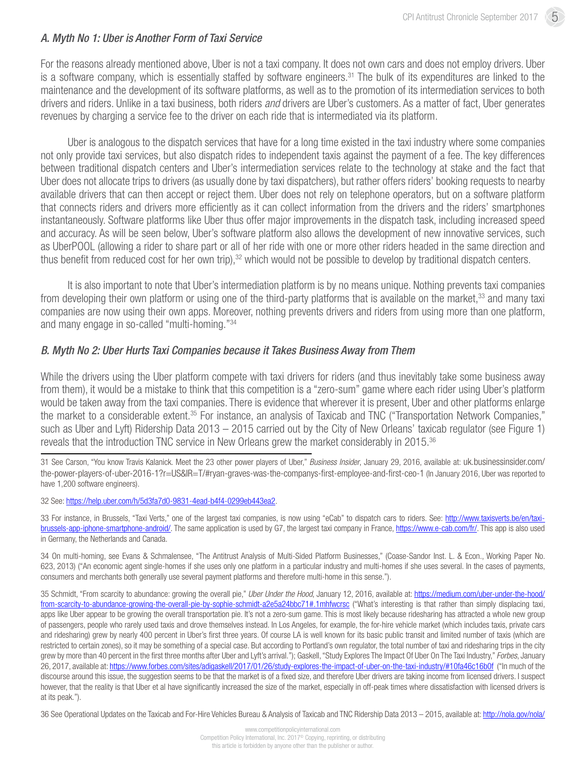### *A. Myth No 1: Uber is Another Form of Taxi Service*

For the reasons already mentioned above, Uber is not a taxi company. It does not own cars and does not employ drivers. Uber is a software company, which is essentially staffed by software engineers.[31] The bulk of its expenditures are linked to the maintenance and the development of its software platforms, as well as to the promotion of its intermediation services to both drivers and riders. Unlike in a taxi business, both riders *and* drivers are Uber's customers. As a matter of fact, Uber generates revenues by charging a service fee to the driver on each ride that is intermediated via its platform.

Uber is analogous to the dispatch services that have for a long time existed in the taxi industry where some companies not only provide taxi services, but also dispatch rides to independent taxis against the payment of a fee. The key differences between traditional dispatch centers and Uber's intermediation services relate to the technology at stake and the fact that Uber does not allocate trips to drivers (as usually done by taxi dispatchers), but rather offers riders' booking requests to nearby available drivers that can then accept or reject them. Uber does not rely on telephone operators, but on a software platform that connects riders and drivers more efficiently as it can collect information from the drivers and the riders' smartphones instantaneously. Software platforms like Uber thus offer major improvements in the dispatch task, including increased speed and accuracy. As will be seen below, Uber's software platform also allows the development of new innovative services, such as UberPOOL (allowing a rider to share part or all of her ride with one or more other riders headed in the same direction and thus benefit from reduced cost for her own trip),[32] which would not be possible to develop by traditional dispatch centers.

It is also important to note that Uber's intermediation platform is by no means unique. Nothing prevents taxi companies from developing their own platform or using one of the third-party platforms that is available on the market,[33] and many taxi companies are now using their own apps. Moreover, nothing prevents drivers and riders from using more than one platform, and many engage in so-called "multi-homing."[34]

### *B. Myth No 2: Uber Hurts Taxi Companies because it Takes Business Away from Them*

While the drivers using the Uber platform compete with taxi drivers for riders (and thus inevitably take some business away from them), it would be a mistake to think that this competition is a "zero-sum" game where each rider using Uber's platform would be taken away from the taxi companies. There is evidence that wherever it is present, Uber and other platforms enlarge the market to a considerable extent.[35] For instance, an analysis of Taxicab and TNC ("Transportation Network Companies," such as Uber and Lyft) Ridership Data 2013 – 2015 carried out by the City of New Orleans' taxicab regulator (see Figure 1) reveals that the introduction TNC service in New Orleans grew the market considerably in 2015.[36]

---

31 See Carson, "You know Travis Kalanick. Meet the 23 other power players of Uber," *Business Insider*, January 29, 2016, available at: uk.businessinsider.com/the-power-players-of-uber-2016-1?r=US&IR=T/#ryan-graves-was-the-companys-first-employee-and-first-ceo-1 (In January 2016, Uber was reported to have 1,200 software engineers).

32 See: https://help.uber.com/h/5d3fa7d0-9831-4ead-b4f4-0299eb443ea2.

33 For instance, in Brussels, "Taxi Verts," one of the largest taxi companies, is now using "eCab" to dispatch cars to riders. See: http://www.taxisverts.be/en/taxi-brussels-app-iphone-smartphone-android/. The same application is used by G7, the largest taxi company in France, https://www.e-cab.com/fr/. This app is also used in Germany, the Netherlands and Canada.

34 On multi-homing, see Evans & Schmalensee, "The Antitrust Analysis of Multi-Sided Platform Businesses," (Coase-Sandor Inst. L. & Econ., Working Paper No. 623, 2013) ("An economic agent single-homes if she uses only one platform in a particular industry and multi-homes if she uses several. In the cases of payments, consumers and merchants both generally use several payment platforms and therefore multi-home in this sense.").

35 Schmidt, "From scarcity to abundance: growing the overall pie," *Uber Under the Hood*, January 12, 2016, available at: https://medium.com/uber-under-the-hood/from-scarcity-to-abundance-growing-the-overall-pie-by-sophie-schmidt-a2e5a24bbc71#.1mhfwcrsc ("What's interesting is that rather than simply displacing taxi, apps like Uber appear to be growing the overall transportation pie. It's not a zero-sum game. This is most likely because ridesharing has attracted a whole new group of passengers, people who rarely used taxis and drove themselves instead. In Los Angeles, for example, the for-hire vehicle market (which includes taxis, private cars and ridesharing) grew by nearly 400 percent in Uber's first three years. Of course LA is well known for its basic public transit and limited number of taxis (which are restricted to certain zones), so it may be something of a special case. But according to Portland's own regulator, the total number of taxi and ridesharing trips in the city grew by more than 40 percent in the first three months after Uber and Lyft's arrival."); Gaskell, "Study Explores The Impact Of Uber On The Taxi Industry," *Forbes*, January 26, 2017, available at: https://www.forbes.com/sites/adigaskell/2017/01/26/study-explores-the-impact-of-uber-on-the-taxi-industry/#10fa46c16b0f ("In much of the discourse around this issue, the suggestion seems to be that the market is of a fixed size, and therefore Uber drivers are taking income from licensed drivers. I suspect however, that the reality is that Uber et al have significantly increased the size of the market, especially in off-peak times where dissatisfaction with licensed drivers is at its peak.").

36 See Operational Updates on the Taxicab and For-Hire Vehicles Bureau & Analysis of Taxicab and TNC Ridership Data 2013 – 2015, available at: http://nola.gov/nola/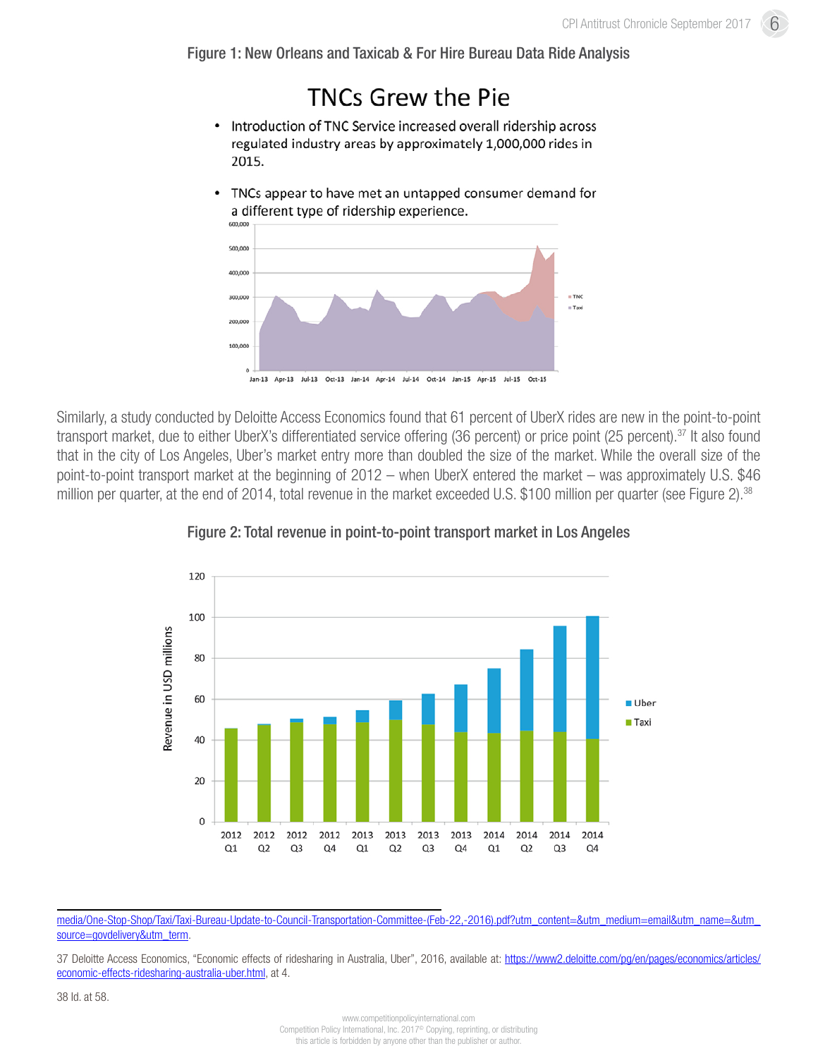Figure 1: New Orleans and Taxicab & For Hire Bureau Data Ride Analysis

## TNCs Grew the Pie

- Introduction of TNC Service increased overall ridership across regulated industry areas by approximately 1,000,000 rides in 2015.
- TNCs appear to have met an untapped consumer demand for a different type of ridership experience.

Similarly, a study conducted by Deloitte Access Economics found that 61 percent of UberX rides are new in the point-to-point transport market, due to either UberX's differentiated service offering (36 percent) or price point (25 percent).[37] It also found that in the city of Los Angeles, Uber's market entry more than doubled the size of the market. While the overall size of the point-to-point transport market at the beginning of 2012 – when UberX entered the market – was approximately U.S. $46 million per quarter, at the end of 2014, total revenue in the market exceeded U.S. $100 million per quarter (see Figure 2).[38]

Figure 2: Total revenue in point-to-point transport market in Los Angeles

media/One-Stop-Shop/Taxi/Taxi-Bureau-Update-to-Council-Transportation-Committee-(Feb-22,-2016).pdf?utm_content=&utm_medium=email&utm_name=&utm_source=govdelivery&utm_term.

37 Deloitte Access Economics, "Economic effects of ridesharing in Australia, Uber", 2016, available at: https://www2.deloitte.com/pg/en/pages/economics/articles/economic-effects-ridesharing-australia-uber.html, at 4.

38 Id. at 58.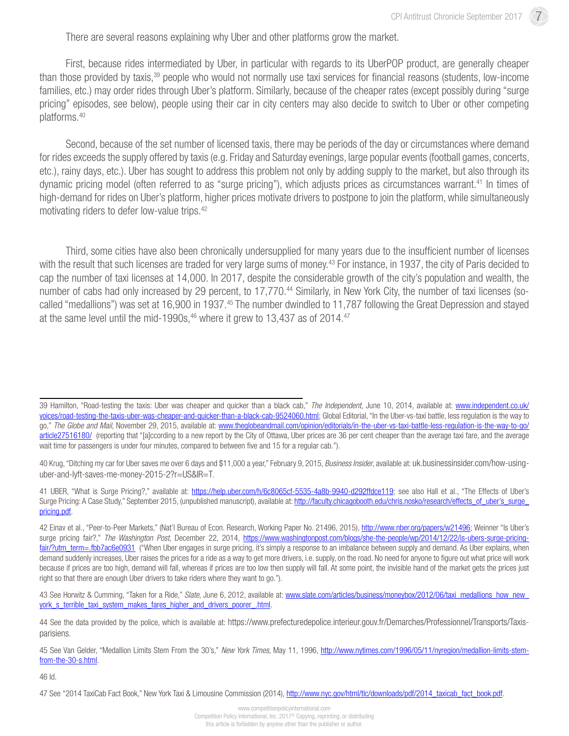There are several reasons explaining why Uber and other platforms grow the market.

First, because rides intermediated by Uber, in particular with regards to its UberPOP product, are generally cheaper than those provided by taxis,[39] people who would not normally use taxi services for financial reasons (students, low-income families, etc.) may order rides through Uber's platform. Similarly, because of the cheaper rates (except possibly during "surge pricing" episodes, see below), people using their car in city centers may also decide to switch to Uber or other competing platforms.[40]

Second, because of the set number of licensed taxis, there may be periods of the day or circumstances where demand for rides exceeds the supply offered by taxis (e.g. Friday and Saturday evenings, large popular events (football games, concerts, etc.), rainy days, etc.). Uber has sought to address this problem not only by adding supply to the market, but also through its dynamic pricing model (often referred to as "surge pricing"), which adjusts prices as circumstances warrant.[41] In times of high-demand for rides on Uber's platform, higher prices motivate drivers to postpone to join the platform, while simultaneously motivating riders to defer low-value trips.[42]

Third, some cities have also been chronically undersupplied for many years due to the insufficient number of licenses with the result that such licenses are traded for very large sums of money.[43] For instance, in 1937, the city of Paris decided to cap the number of taxi licenses at 14,000. In 2017, despite the considerable growth of the city's population and wealth, the number of cabs had only increased by 29 percent, to 17,770.[44] Similarly, in New York City, the number of taxi licenses (so-called "medallions") was set at 16,900 in 1937.[45] The number dwindled to 11,787 following the Great Depression and stayed at the same level until the mid-1990s,[46] where it grew to 13,437 as of 2014.[47]

---

39 Hamilton, "Road-testing the taxis: Uber was cheaper and quicker than a black cab," *The Independent*, June 10, 2014, available at: www.independent.co.uk/voices/road-testing-the-taxis-uber-was-cheaper-and-quicker-than-a-black-cab-9524060.html; Global Editorial, "In the Uber-vs-taxi battle, less regulation is the way to go," *The Globe and Mail*, November 29, 2015, available at: www.theglobeandmail.com/opinion/editorials/in-the-uber-vs-taxi-battle-less-regulation-is-the-way-to-go/article27516180/ (reporting that "[a]ccording to a new report by the City of Ottawa, Uber prices are 36 per cent cheaper than the average taxi fare, and the average wait time for passengers is under four minutes, compared to between five and 15 for a regular cab.").

40 Krug, "Ditching my car for Uber saves me over 6 days and $11,000 a year," February 9, 2015, *Business Insider*, available at: uk.businessinsider.com/how-using-uber-and-lyft-saves-me-money-2015-2?r=US&IR=T.

41 UBER, "What is Surge Pricing?," available at: https://help.uber.com/h/6c8065cf-5535-4a8b-9940-d292ffdce119; see also Hall et al., "The Effects of Uber's Surge Pricing: A Case Study," September 2015, (unpublished manuscript), available at: http://faculty.chicagobooth.edu/chris.nosko/research/effects_of_uber's_surge_pricing.pdf.

42 Einav et al., "Peer-to-Peer Markets," (Nat'l Bureau of Econ. Research, Working Paper No. 21496, 2015), http://www.nber.org/papers/w21496; Weinner "Is Uber's surge pricing fair?," *The Washington Post*, December 22, 2014, https://www.washingtonpost.com/blogs/she-the-people/wp/2014/12/22/is-ubers-surge-pricing-fair/?utm_term=.fbb7ac6e0931 ("When Uber engages in surge pricing, it's simply a response to an imbalance between supply and demand. As Uber explains, when demand suddenly increases, Uber raises the prices for a ride as a way to get more drivers, i.e. supply, on the road. No need for anyone to figure out what price will work because if prices are too high, demand will fall, whereas if prices are too low then supply will fall. At some point, the invisible hand of the market gets the prices just right so that there are enough Uber drivers to take riders where they want to go.").

43 See Horwitz & Cumming, "Taken for a Ride," *Slate*, June 6, 2012, available at: www.slate.com/articles/business/moneybox/2012/06/taxi_medallions_how_new_york_s_terrible_taxi_system_makes_fares_higher_and_drivers_poorer_.html.

44 See the data provided by the police, which is available at: https://www.prefecturedepolice.interieur.gouv.fr/Demarches/Professionnel/Transports/Taxis-parisiens.

45 See Van Gelder, "Medallion Limits Stem From the 30's," *New York Times*, May 11, 1996, http://www.nytimes.com/1996/05/11/nyregion/medallion-limits-stem-from-the-30-s.html.

46 Id.

47 See "2014 TaxiCab Fact Book," New York Taxi & Limousine Commission (2014), http://www.nyc.gov/html/tlc/downloads/pdf/2014_taxicab_fact_book.pdf.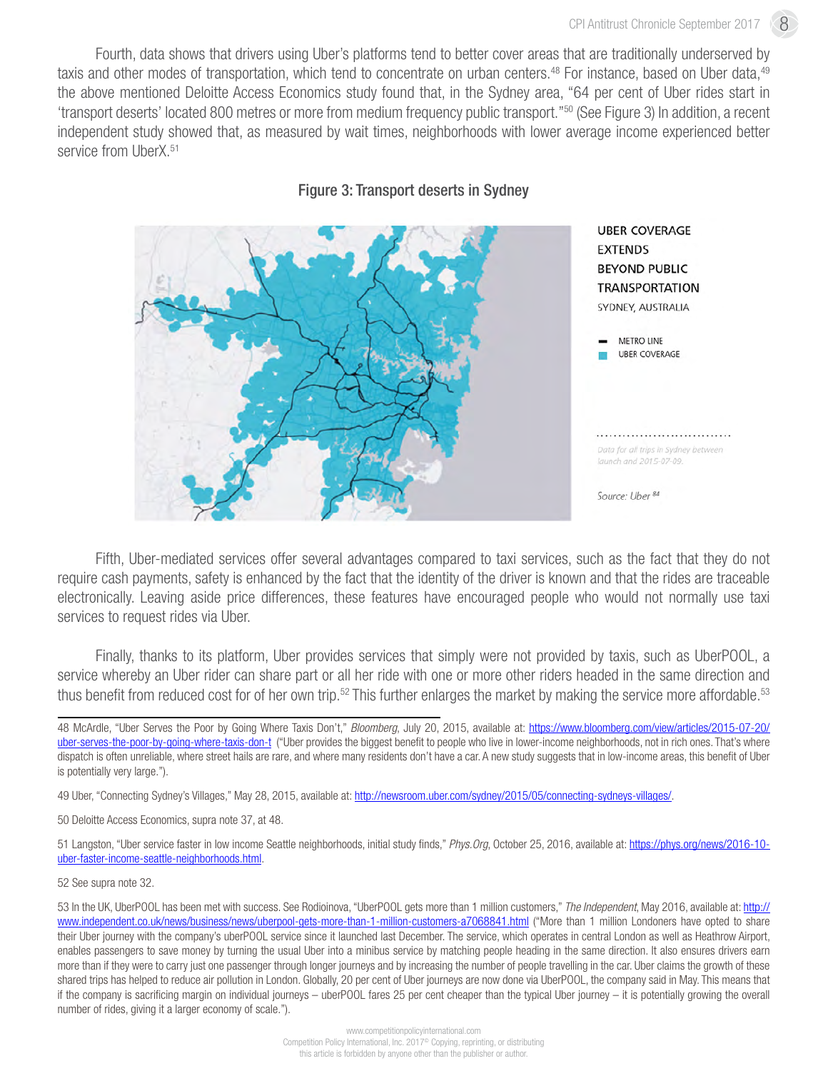Fourth, data shows that drivers using Uber's platforms tend to better cover areas that are traditionally underserved by taxis and other modes of transportation, which tend to concentrate on urban centers.[48] For instance, based on Uber data,[49] the above mentioned Deloitte Access Economics study found that, in the Sydney area, "64 per cent of Uber rides start in 'transport deserts' located 800 metres or more from medium frequency public transport."[50] (See Figure 3) In addition, a recent independent study showed that, as measured by wait times, neighborhoods with lower average income experienced better service from UberX.[51]

**Figure 3: Transport deserts in Sydney**

UBER COVERAGE EXTENDS BEYOND PUBLIC TRANSPORTATION
SYDNEY, AUSTRALIA

METRO LINE
UBER COVERAGE

Data for all trips in Sydney between launch and 2015-07-09.

Source: Uber[84]

Fifth, Uber-mediated services offer several advantages compared to taxi services, such as the fact that they do not require cash payments, safety is enhanced by the fact that the identity of the driver is known and that the rides are traceable electronically. Leaving aside price differences, these features have encouraged people who would not normally use taxi services to request rides via Uber.

Finally, thanks to its platform, Uber provides services that simply were not provided by taxis, such as UberPOOL, a service whereby an Uber rider can share part or all her ride with one or more other riders headed in the same direction and thus benefit from reduced cost for of her own trip.[52] This further enlarges the market by making the service more affordable.[53]

---

48 McArdle, "Uber Serves the Poor by Going Where Taxis Don't," *Bloomberg*, July 20, 2015, available at: https://www.bloomberg.com/view/articles/2015-07-20/uber-serves-the-poor-by-going-where-taxis-don-t ("Uber provides the biggest benefit to people who live in lower-income neighborhoods, not in rich ones. That's where dispatch is often unreliable, where street hails are rare, and where many residents don't have a car. A new study suggests that in low-income areas, this benefit of Uber is potentially very large.").

49 Uber, "Connecting Sydney's Villages," May 28, 2015, available at: http://newsroom.uber.com/sydney/2015/05/connecting-sydneys-villages/.

50 Deloitte Access Economics, supra note 37, at 48.

51 Langston, "Uber service faster in low income Seattle neighborhoods, initial study finds," *Phys.Org*, October 25, 2016, available at: https://phys.org/news/2016-10-uber-faster-income-seattle-neighborhoods.html.

52 See supra note 32.

53 In the UK, UberPOOL has been met with success. See Rodioinova, "UberPOOL gets more than 1 million customers," *The Independent*, May 2016, available at: http://www.independent.co.uk/news/business/news/uberpool-gets-more-than-1-million-customers-a7068841.html ("More than 1 million Londoners have opted to share their Uber journey with the company's uberPOOL service since it launched last December. The service, which operates in central London as well as Heathrow Airport, enables passengers to save money by turning the usual Uber into a minibus service by matching people heading in the same direction. It also ensures drivers earn more than if they were to carry just one passenger through longer journeys and by increasing the number of people travelling in the car. Uber claims the growth of these shared trips has helped to reduce air pollution in London. Globally, 20 per cent of Uber journeys are now done via UberPOOL, the company said in May. This means that if the company is sacrificing margin on individual journeys – uberPOOL fares 25 per cent cheaper than the typical Uber journey – it is potentially growing the overall number of rides, giving it a larger economy of scale.").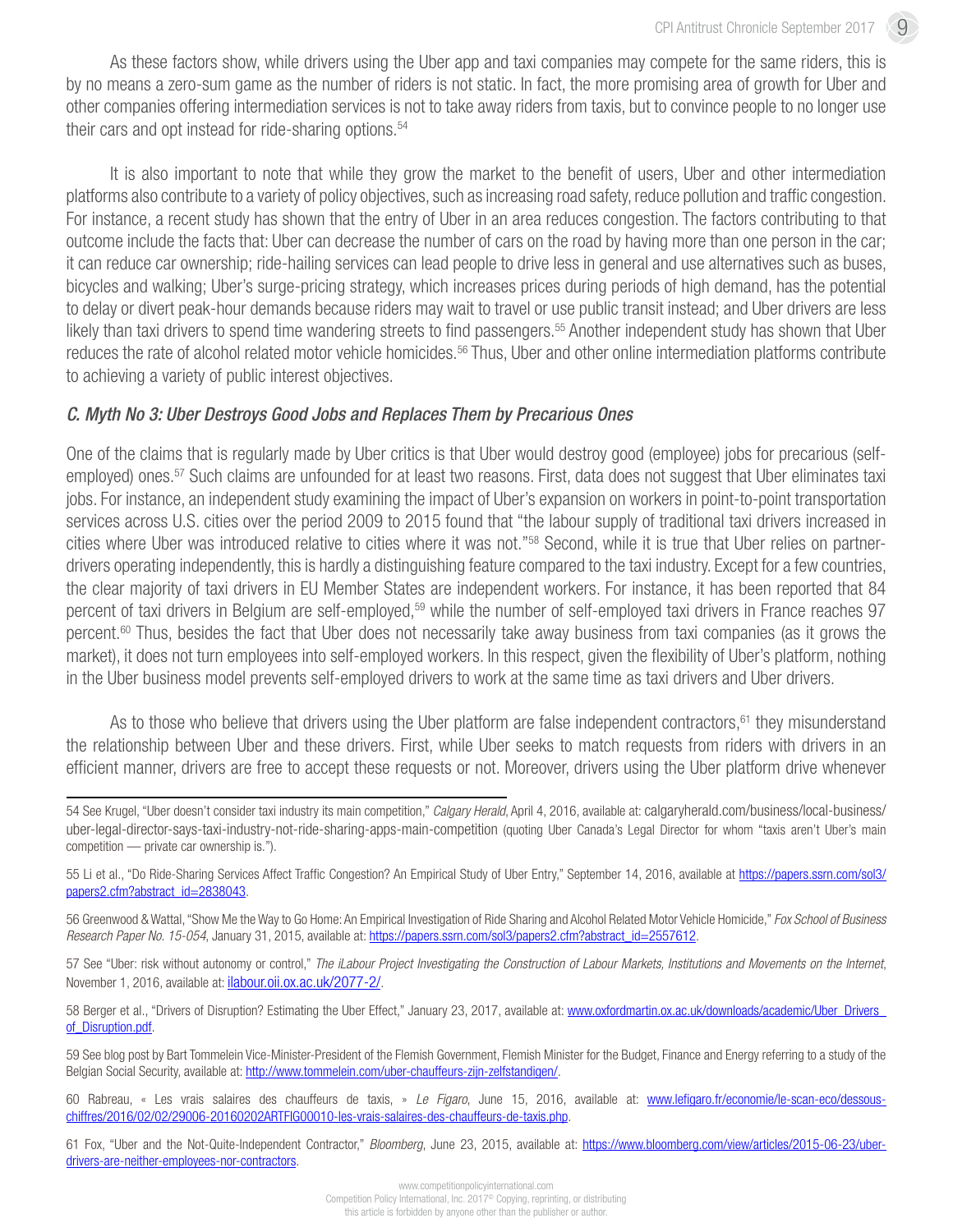As these factors show, while drivers using the Uber app and taxi companies may compete for the same riders, this is by no means a zero-sum game as the number of riders is not static. In fact, the more promising area of growth for Uber and other companies offering intermediation services is not to take away riders from taxis, but to convince people to no longer use their cars and opt instead for ride-sharing options.[54]

It is also important to note that while they grow the market to the benefit of users, Uber and other intermediation platforms also contribute to a variety of policy objectives, such as increasing road safety, reduce pollution and traffic congestion. For instance, a recent study has shown that the entry of Uber in an area reduces congestion. The factors contributing to that outcome include the facts that: Uber can decrease the number of cars on the road by having more than one person in the car; it can reduce car ownership; ride-hailing services can lead people to drive less in general and use alternatives such as buses, bicycles and walking; Uber's surge-pricing strategy, which increases prices during periods of high demand, has the potential to delay or divert peak-hour demands because riders may wait to travel or use public transit instead; and Uber drivers are less likely than taxi drivers to spend time wandering streets to find passengers.[55] Another independent study has shown that Uber reduces the rate of alcohol related motor vehicle homicides.[56] Thus, Uber and other online intermediation platforms contribute to achieving a variety of public interest objectives.

### *C. Myth No 3: Uber Destroys Good Jobs and Replaces Them by Precarious Ones*

One of the claims that is regularly made by Uber critics is that Uber would destroy good (employee) jobs for precarious (self-employed) ones.[57] Such claims are unfounded for at least two reasons. First, data does not suggest that Uber eliminates taxi jobs. For instance, an independent study examining the impact of Uber's expansion on workers in point-to-point transportation services across U.S. cities over the period 2009 to 2015 found that "the labour supply of traditional taxi drivers increased in cities where Uber was introduced relative to cities where it was not."[58] Second, while it is true that Uber relies on partner-drivers operating independently, this is hardly a distinguishing feature compared to the taxi industry. Except for a few countries, the clear majority of taxi drivers in EU Member States are independent workers. For instance, it has been reported that 84 percent of taxi drivers in Belgium are self-employed,[59] while the number of self-employed taxi drivers in France reaches 97 percent.[60] Thus, besides the fact that Uber does not necessarily take away business from taxi companies (as it grows the market), it does not turn employees into self-employed workers. In this respect, given the flexibility of Uber's platform, nothing in the Uber business model prevents self-employed drivers to work at the same time as taxi drivers and Uber drivers.

As to those who believe that drivers using the Uber platform are false independent contractors,[61] they misunderstand the relationship between Uber and these drivers. First, while Uber seeks to match requests from riders with drivers in an efficient manner, drivers are free to accept these requests or not. Moreover, drivers using the Uber platform drive whenever

---

54 See Krugel, "Uber doesn't consider taxi industry its main competition," *Calgary Herald*, April 4, 2016, available at: calgaryherald.com/business/local-business/uber-legal-director-says-taxi-industry-not-ride-sharing-apps-main-competition (quoting Uber Canada's Legal Director for whom "taxis aren't Uber's main competition — private car ownership is.").

55 Li et al., "Do Ride-Sharing Services Affect Traffic Congestion? An Empirical Study of Uber Entry," September 14, 2016, available at https://papers.ssrn.com/sol3/papers2.cfm?abstract_id=2838043.

56 Greenwood & Wattal, "Show Me the Way to Go Home: An Empirical Investigation of Ride Sharing and Alcohol Related Motor Vehicle Homicide," *Fox School of Business Research Paper No. 15-054*, January 31, 2015, available at: https://papers.ssrn.com/sol3/papers2.cfm?abstract_id=2557612.

57 See "Uber: risk without autonomy or control," *The iLabour Project Investigating the Construction of Labour Markets, Institutions and Movements on the Internet*, November 1, 2016, available at: ilabour.oii.ox.ac.uk/2077-2/.

58 Berger et al., "Drivers of Disruption? Estimating the Uber Effect," January 23, 2017, available at: www.oxfordmartin.ox.ac.uk/downloads/academic/Uber_Drivers_of_Disruption.pdf.

59 See blog post by Bart Tommelein Vice-Minister-President of the Flemish Government, Flemish Minister for the Budget, Finance and Energy referring to a study of the Belgian Social Security, available at: http://www.tommelein.com/uber-chauffeurs-zijn-zelfstandigen/.

60 Rabreau, « Les vrais salaires des chauffeurs de taxis, » *Le Figaro*, June 15, 2016, available at: www.lefigaro.fr/economie/le-scan-eco/dessous-chiffres/2016/02/02/29006-20160202ARTFIG00010-les-vrais-salaires-des-chauffeurs-de-taxis.php.

61 Fox, "Uber and the Not-Quite-Independent Contractor," *Bloomberg*, June 23, 2015, available at: https://www.bloomberg.com/view/articles/2015-06-23/uber-drivers-are-neither-employees-nor-contractors.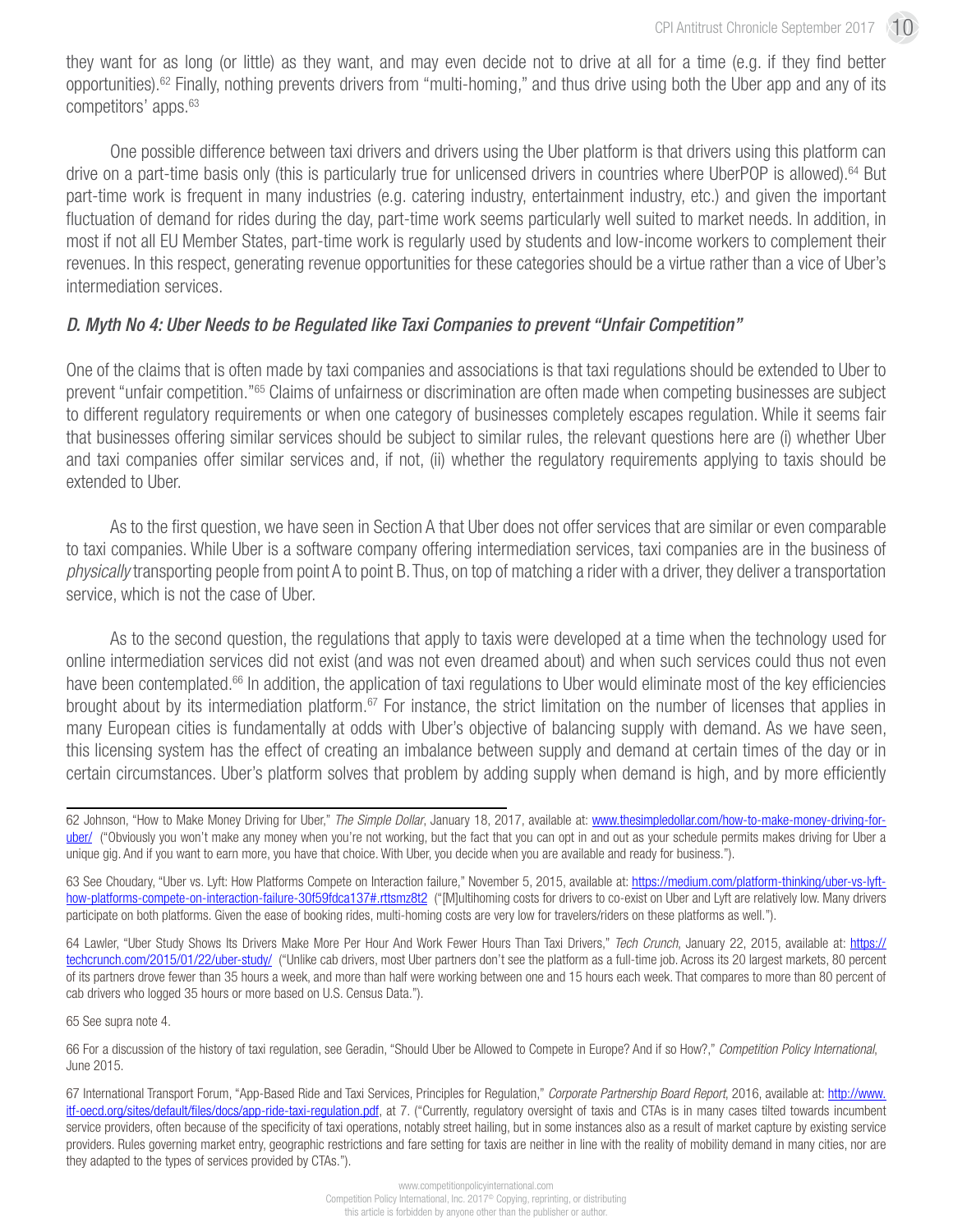they want for as long (or little) as they want, and may even decide not to drive at all for a time (e.g. if they find better opportunities).[62] Finally, nothing prevents drivers from "multi-homing," and thus drive using both the Uber app and any of its competitors' apps.[63]

One possible difference between taxi drivers and drivers using the Uber platform is that drivers using this platform can drive on a part-time basis only (this is particularly true for unlicensed drivers in countries where UberPOP is allowed).[64] But part-time work is frequent in many industries (e.g. catering industry, entertainment industry, etc.) and given the important fluctuation of demand for rides during the day, part-time work seems particularly well suited to market needs. In addition, in most if not all EU Member States, part-time work is regularly used by students and low-income workers to complement their revenues. In this respect, generating revenue opportunities for these categories should be a virtue rather than a vice of Uber's intermediation services.

### *D. Myth No 4: Uber Needs to be Regulated like Taxi Companies to prevent "Unfair Competition"*

One of the claims that is often made by taxi companies and associations is that taxi regulations should be extended to Uber to prevent "unfair competition."[65] Claims of unfairness or discrimination are often made when competing businesses are subject to different regulatory requirements or when one category of businesses completely escapes regulation. While it seems fair that businesses offering similar services should be subject to similar rules, the relevant questions here are (i) whether Uber and taxi companies offer similar services and, if not, (ii) whether the regulatory requirements applying to taxis should be extended to Uber.

As to the first question, we have seen in Section A that Uber does not offer services that are similar or even comparable to taxi companies. While Uber is a software company offering intermediation services, taxi companies are in the business of *physically* transporting people from point A to point B. Thus, on top of matching a rider with a driver, they deliver a transportation service, which is not the case of Uber.

As to the second question, the regulations that apply to taxis were developed at a time when the technology used for online intermediation services did not exist (and was not even dreamed about) and when such services could thus not even have been contemplated.[66] In addition, the application of taxi regulations to Uber would eliminate most of the key efficiencies brought about by its intermediation platform.[67] For instance, the strict limitation on the number of licenses that applies in many European cities is fundamentally at odds with Uber's objective of balancing supply with demand. As we have seen, this licensing system has the effect of creating an imbalance between supply and demand at certain times of the day or in certain circumstances. Uber's platform solves that problem by adding supply when demand is high, and by more efficiently

---

62 Johnson, "How to Make Money Driving for Uber," *The Simple Dollar*, January 18, 2017, available at: www.thesimpledollar.com/how-to-make-money-driving-for-uber/ ("Obviously you won't make any money when you're not working, but the fact that you can opt in and out as your schedule permits makes driving for Uber a unique gig. And if you want to earn more, you have that choice. With Uber, you decide when you are available and ready for business.").

63 See Choudary, "Uber vs. Lyft: How Platforms Compete on Interaction failure," November 5, 2015, available at: https://medium.com/platform-thinking/uber-vs-lyft-how-platforms-compete-on-interaction-failure-30f59fdca137#.rttsmz8t2 ("[M]ultihoming costs for drivers to co-exist on Uber and Lyft are relatively low. Many drivers participate on both platforms. Given the ease of booking rides, multi-homing costs are very low for travelers/riders on these platforms as well.").

64 Lawler, "Uber Study Shows Its Drivers Make More Per Hour And Work Fewer Hours Than Taxi Drivers," *Tech Crunch*, January 22, 2015, available at: https://techcrunch.com/2015/01/22/uber-study/ ("Unlike cab drivers, most Uber partners don't see the platform as a full-time job. Across its 20 largest markets, 80 percent of its partners drove fewer than 35 hours a week, and more than half were working between one and 15 hours each week. That compares to more than 80 percent of cab drivers who logged 35 hours or more based on U.S. Census Data.").

65 See supra note 4.

66 For a discussion of the history of taxi regulation, see Geradin, "Should Uber be Allowed to Compete in Europe? And if so How?," *Competition Policy International*, June 2015.

67 International Transport Forum, "App-Based Ride and Taxi Services, Principles for Regulation," *Corporate Partnership Board Report*, 2016, available at: http://www.itf-oecd.org/sites/default/files/docs/app-ride-taxi-regulation.pdf, at 7. ("Currently, regulatory oversight of taxis and CTAs is in many cases tilted towards incumbent service providers, often because of the specificity of taxi operations, notably street hailing, but in some instances also as a result of market capture by existing service providers. Rules governing market entry, geographic restrictions and fare setting for taxis are neither in line with the reality of mobility demand in many cities, nor are they adapted to the types of services provided by CTAs.").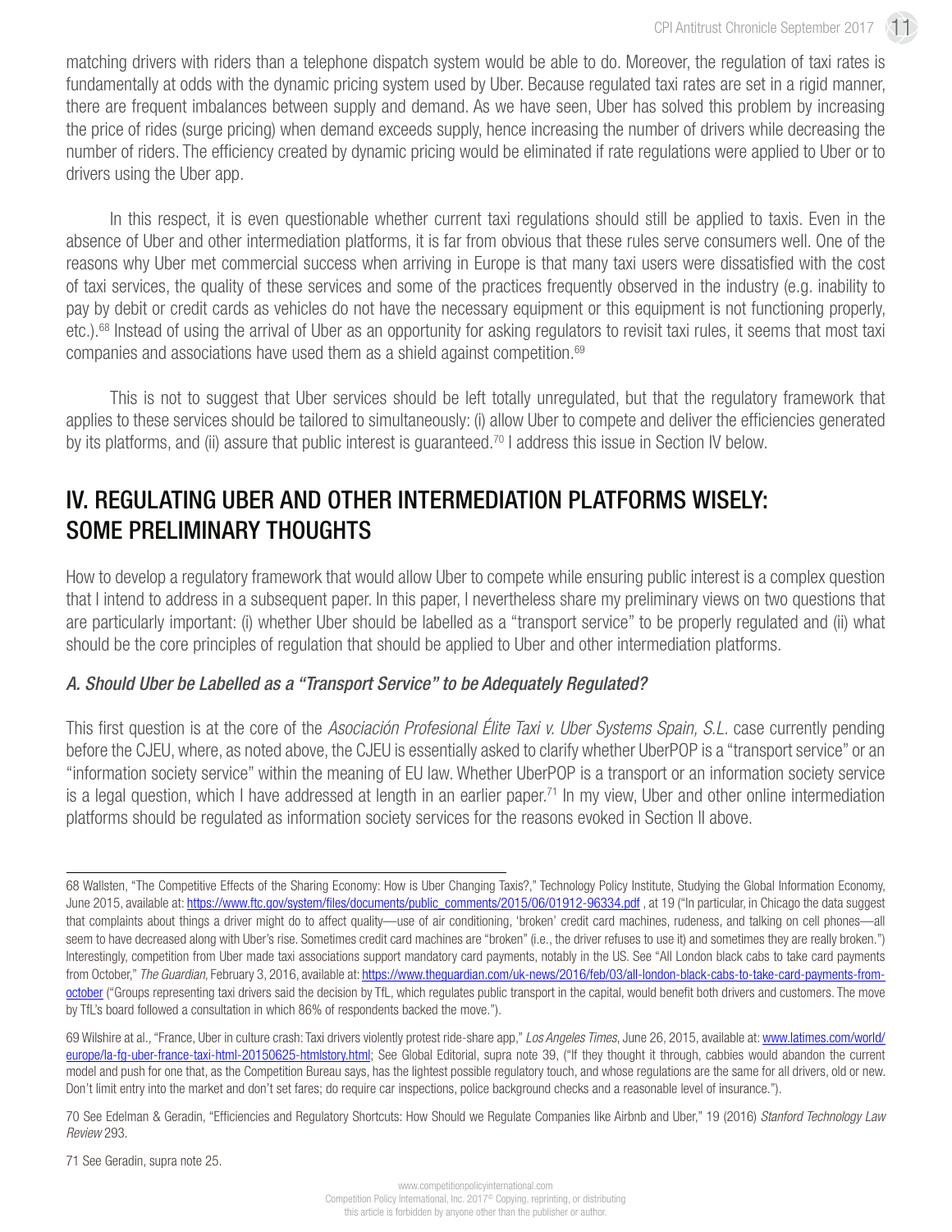matching drivers with riders than a telephone dispatch system would be able to do. Moreover, the regulation of taxi rates is fundamentally at odds with the dynamic pricing system used by Uber. Because regulated taxi rates are set in a rigid manner, there are frequent imbalances between supply and demand. As we have seen, Uber has solved this problem by increasing the price of rides (surge pricing) when demand exceeds supply, hence increasing the number of drivers while decreasing the number of riders. The efficiency created by dynamic pricing would be eliminated if rate regulations were applied to Uber or to drivers using the Uber app.

In this respect, it is even questionable whether current taxi regulations should still be applied to taxis. Even in the absence of Uber and other intermediation platforms, it is far from obvious that these rules serve consumers well. One of the reasons why Uber met commercial success when arriving in Europe is that many taxi users were dissatisfied with the cost of taxi services, the quality of these services and some of the practices frequently observed in the industry (e.g. inability to pay by debit or credit cards as vehicles do not have the necessary equipment or this equipment is not functioning properly, etc.).[68] Instead of using the arrival of Uber as an opportunity for asking regulators to revisit taxi rules, it seems that most taxi companies and associations have used them as a shield against competition.[69]

This is not to suggest that Uber services should be left totally unregulated, but that the regulatory framework that applies to these services should be tailored to simultaneously: (i) allow Uber to compete and deliver the efficiencies generated by its platforms, and (ii) assure that public interest is guaranteed.[70] I address this issue in Section IV below.

## IV. REGULATING UBER AND OTHER INTERMEDIATION PLATFORMS WISELY: SOME PRELIMINARY THOUGHTS

How to develop a regulatory framework that would allow Uber to compete while ensuring public interest is a complex question that I intend to address in a subsequent paper. In this paper, I nevertheless share my preliminary views on two questions that are particularly important: (i) whether Uber should be labelled as a "transport service" to be properly regulated and (ii) what should be the core principles of regulation that should be applied to Uber and other intermediation platforms.

### *A. Should Uber be Labelled as a "Transport Service" to be Adequately Regulated?*

This first question is at the core of the *Asociación Profesional Élite Taxi v. Uber Systems Spain, S.L.* case currently pending before the CJEU, where, as noted above, the CJEU is essentially asked to clarify whether UberPOP is a "transport service" or an "information society service" within the meaning of EU law. Whether UberPOP is a transport or an information society service is a legal question, which I have addressed at length in an earlier paper.[71] In my view, Uber and other online intermediation platforms should be regulated as information society services for the reasons evoked in Section II above.

---

68 Wallsten, "The Competitive Effects of the Sharing Economy: How is Uber Changing Taxis?," Technology Policy Institute, Studying the Global Information Economy, June 2015, available at: https://www.ftc.gov/system/files/documents/public_comments/2015/06/01912-96334.pdf , at 19 ("In particular, in Chicago the data suggest that complaints about things a driver might do to affect quality—use of air conditioning, 'broken' credit card machines, rudeness, and talking on cell phones—all seem to have decreased along with Uber's rise. Sometimes credit card machines are "broken" (i.e., the driver refuses to use it) and sometimes they are really broken.") Interestingly, competition from Uber made taxi associations support mandatory card payments, notably in the US. See "All London black cabs to take card payments from October," *The Guardian*, February 3, 2016, available at: https://www.theguardian.com/uk-news/2016/feb/03/all-london-black-cabs-to-take-card-payments-from-october ("Groups representing taxi drivers said the decision by TfL, which regulates public transport in the capital, would benefit both drivers and customers. The move by TfL's board followed a consultation in which 86% of respondents backed the move.").

69 Wilshire at al., "France, Uber in culture crash: Taxi drivers violently protest ride-share app," *Los Angeles Times*, June 26, 2015, available at: www.latimes.com/world/europe/la-fg-uber-france-taxi-html-20150625-htmlstory.html; See Global Editorial, supra note 39, ("If they thought it through, cabbies would abandon the current model and push for one that, as the Competition Bureau says, has the lightest possible regulatory touch, and whose regulations are the same for all drivers, old or new. Don't limit entry into the market and don't set fares; do require car inspections, police background checks and a reasonable level of insurance.").

70 See Edelman & Geradin, "Efficiencies and Regulatory Shortcuts: How Should we Regulate Companies like Airbnb and Uber," 19 (2016) *Stanford Technology Law Review* 293.

71 See Geradin, supra note 25.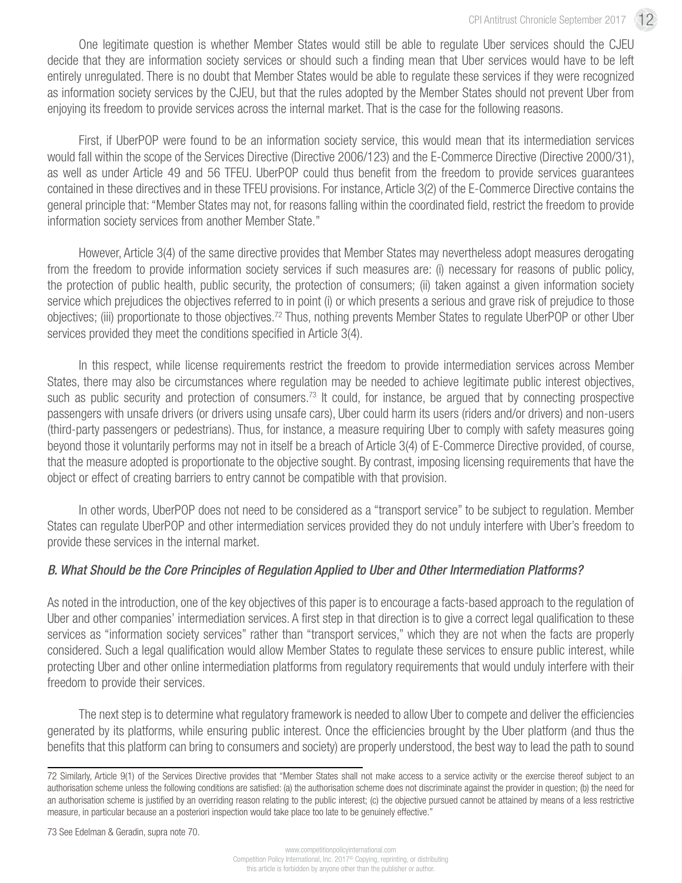One legitimate question is whether Member States would still be able to regulate Uber services should the CJEU decide that they are information society services or should such a finding mean that Uber services would have to be left entirely unregulated. There is no doubt that Member States would be able to regulate these services if they were recognized as information society services by the CJEU, but that the rules adopted by the Member States should not prevent Uber from enjoying its freedom to provide services across the internal market. That is the case for the following reasons.

First, if UberPOP were found to be an information society service, this would mean that its intermediation services would fall within the scope of the Services Directive (Directive 2006/123) and the E-Commerce Directive (Directive 2000/31), as well as under Article 49 and 56 TFEU. UberPOP could thus benefit from the freedom to provide services guarantees contained in these directives and in these TFEU provisions. For instance, Article 3(2) of the E-Commerce Directive contains the general principle that: "Member States may not, for reasons falling within the coordinated field, restrict the freedom to provide information society services from another Member State."

However, Article 3(4) of the same directive provides that Member States may nevertheless adopt measures derogating from the freedom to provide information society services if such measures are: (i) necessary for reasons of public policy, the protection of public health, public security, the protection of consumers; (ii) taken against a given information society service which prejudices the objectives referred to in point (i) or which presents a serious and grave risk of prejudice to those objectives; (iii) proportionate to those objectives.[72] Thus, nothing prevents Member States to regulate UberPOP or other Uber services provided they meet the conditions specified in Article 3(4).

In this respect, while license requirements restrict the freedom to provide intermediation services across Member States, there may also be circumstances where regulation may be needed to achieve legitimate public interest objectives, such as public security and protection of consumers.[73] It could, for instance, be argued that by connecting prospective passengers with unsafe drivers (or drivers using unsafe cars), Uber could harm its users (riders and/or drivers) and non-users (third-party passengers or pedestrians). Thus, for instance, a measure requiring Uber to comply with safety measures going beyond those it voluntarily performs may not in itself be a breach of Article 3(4) of E-Commerce Directive provided, of course, that the measure adopted is proportionate to the objective sought. By contrast, imposing licensing requirements that have the object or effect of creating barriers to entry cannot be compatible with that provision.

In other words, UberPOP does not need to be considered as a "transport service" to be subject to regulation. Member States can regulate UberPOP and other intermediation services provided they do not unduly interfere with Uber's freedom to provide these services in the internal market.

### *B. What Should be the Core Principles of Regulation Applied to Uber and Other Intermediation Platforms?*

As noted in the introduction, one of the key objectives of this paper is to encourage a facts-based approach to the regulation of Uber and other companies' intermediation services. A first step in that direction is to give a correct legal qualification to these services as "information society services" rather than "transport services," which they are not when the facts are properly considered. Such a legal qualification would allow Member States to regulate these services to ensure public interest, while protecting Uber and other online intermediation platforms from regulatory requirements that would unduly interfere with their freedom to provide their services.

The next step is to determine what regulatory framework is needed to allow Uber to compete and deliver the efficiencies generated by its platforms, while ensuring public interest. Once the efficiencies brought by the Uber platform (and thus the benefits that this platform can bring to consumers and society) are properly understood, the best way to lead the path to sound

---

72 Similarly, Article 9(1) of the Services Directive provides that "Member States shall not make access to a service activity or the exercise thereof subject to an authorisation scheme unless the following conditions are satisfied: (a) the authorisation scheme does not discriminate against the provider in question; (b) the need for an authorisation scheme is justified by an overriding reason relating to the public interest; (c) the objective pursued cannot be attained by means of a less restrictive measure, in particular because an a posteriori inspection would take place too late to be genuinely effective."

73 See Edelman & Geradin, supra note 70.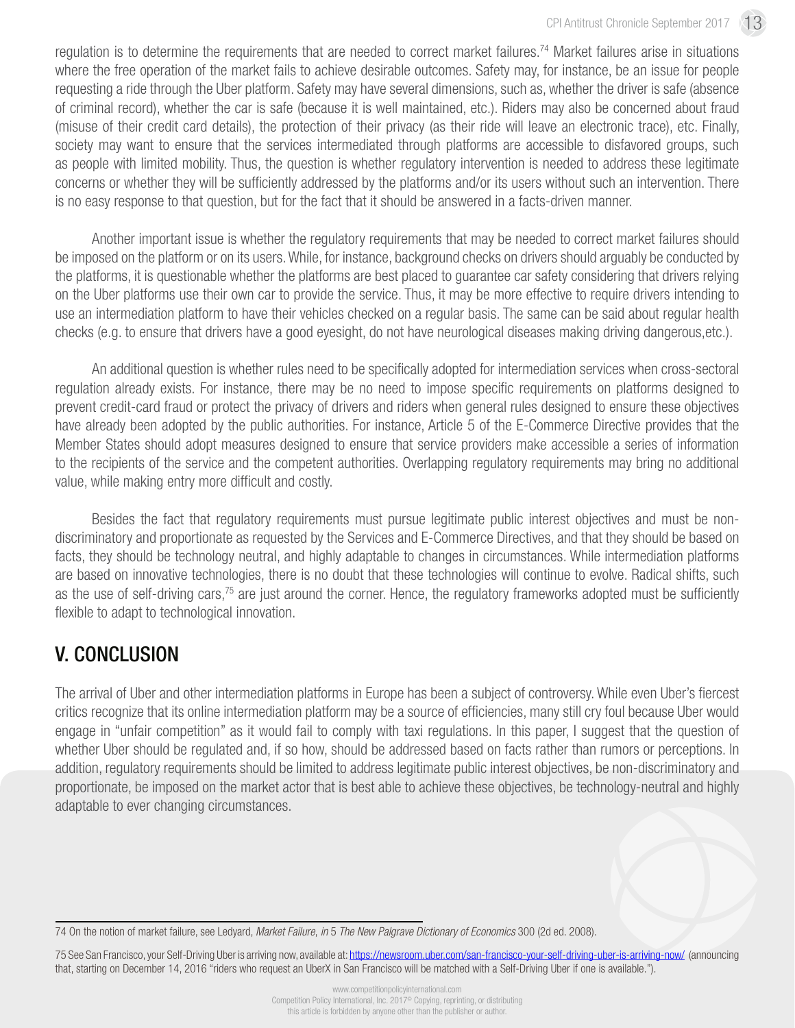regulation is to determine the requirements that are needed to correct market failures.[74] Market failures arise in situations where the free operation of the market fails to achieve desirable outcomes. Safety may, for instance, be an issue for people requesting a ride through the Uber platform. Safety may have several dimensions, such as, whether the driver is safe (absence of criminal record), whether the car is safe (because it is well maintained, etc.). Riders may also be concerned about fraud (misuse of their credit card details), the protection of their privacy (as their ride will leave an electronic trace), etc. Finally, society may want to ensure that the services intermediated through platforms are accessible to disfavored groups, such as people with limited mobility. Thus, the question is whether regulatory intervention is needed to address these legitimate concerns or whether they will be sufficiently addressed by the platforms and/or its users without such an intervention. There is no easy response to that question, but for the fact that it should be answered in a facts-driven manner.

Another important issue is whether the regulatory requirements that may be needed to correct market failures should be imposed on the platform or on its users. While, for instance, background checks on drivers should arguably be conducted by the platforms, it is questionable whether the platforms are best placed to guarantee car safety considering that drivers relying on the Uber platforms use their own car to provide the service. Thus, it may be more effective to require drivers intending to use an intermediation platform to have their vehicles checked on a regular basis. The same can be said about regular health checks (e.g. to ensure that drivers have a good eyesight, do not have neurological diseases making driving dangerous,etc.).

An additional question is whether rules need to be specifically adopted for intermediation services when cross-sectoral regulation already exists. For instance, there may be no need to impose specific requirements on platforms designed to prevent credit-card fraud or protect the privacy of drivers and riders when general rules designed to ensure these objectives have already been adopted by the public authorities. For instance, Article 5 of the E-Commerce Directive provides that the Member States should adopt measures designed to ensure that service providers make accessible a series of information to the recipients of the service and the competent authorities. Overlapping regulatory requirements may bring no additional value, while making entry more difficult and costly.

Besides the fact that regulatory requirements must pursue legitimate public interest objectives and must be non-discriminatory and proportionate as requested by the Services and E-Commerce Directives, and that they should be based on facts, they should be technology neutral, and highly adaptable to changes in circumstances. While intermediation platforms are based on innovative technologies, there is no doubt that these technologies will continue to evolve. Radical shifts, such as the use of self-driving cars,[75] are just around the corner. Hence, the regulatory frameworks adopted must be sufficiently flexible to adapt to technological innovation.

## V. CONCLUSION

The arrival of Uber and other intermediation platforms in Europe has been a subject of controversy. While even Uber's fiercest critics recognize that its online intermediation platform may be a source of efficiencies, many still cry foul because Uber would engage in "unfair competition" as it would fail to comply with taxi regulations. In this paper, I suggest that the question of whether Uber should be regulated and, if so how, should be addressed based on facts rather than rumors or perceptions. In addition, regulatory requirements should be limited to address legitimate public interest objectives, be non-discriminatory and proportionate, be imposed on the market actor that is best able to achieve these objectives, be technology-neutral and highly adaptable to ever changing circumstances.

---

74 On the notion of market failure, see Ledyard, *Market Failure, in* 5 *The New Palgrave Dictionary of Economics* 300 (2d ed. 2008).

75 See San Francisco, your Self-Driving Uber is arriving now, available at: https://newsroom.uber.com/san-francisco-your-self-driving-uber-is-arriving-now/ (announcing that, starting on December 14, 2016 "riders who request an UberX in San Francisco will be matched with a Self-Driving Uber if one is available.").